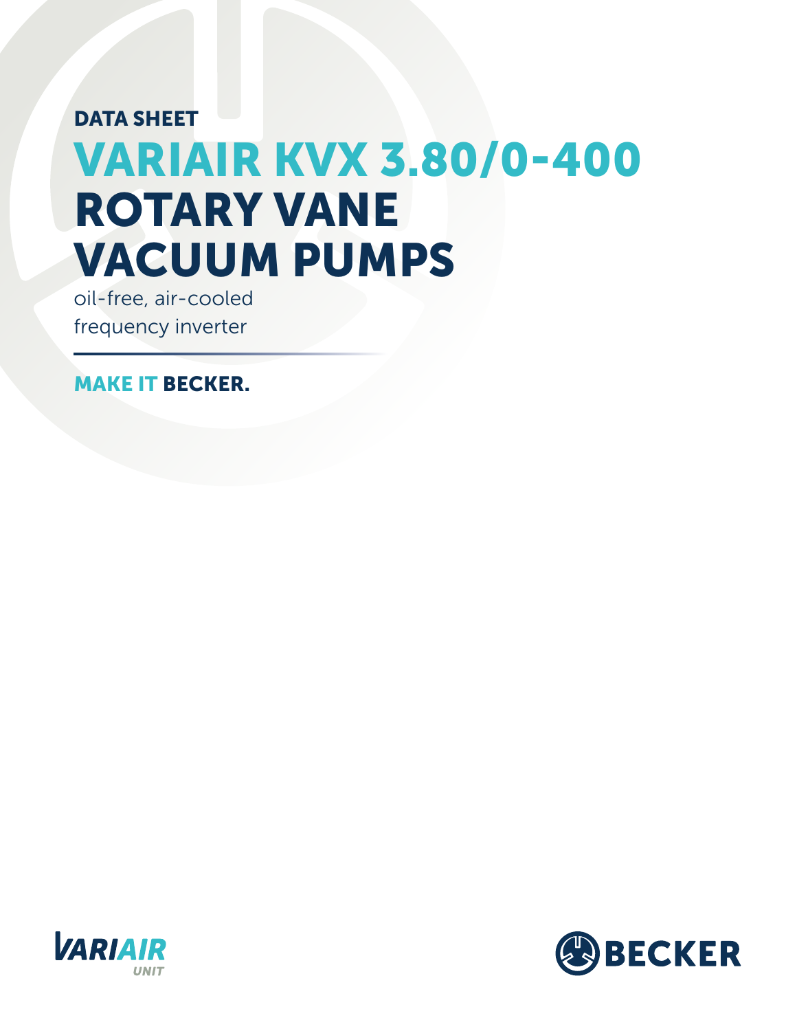DATA SHEET

# VARIAIR KVX 3.80/0-400

# ROTARY VANE VACUUM PUMPS

oil-free, air-cooled
frequency inverter

**MAKE IT BECKER.**

VARIAIR UNIT

BECKER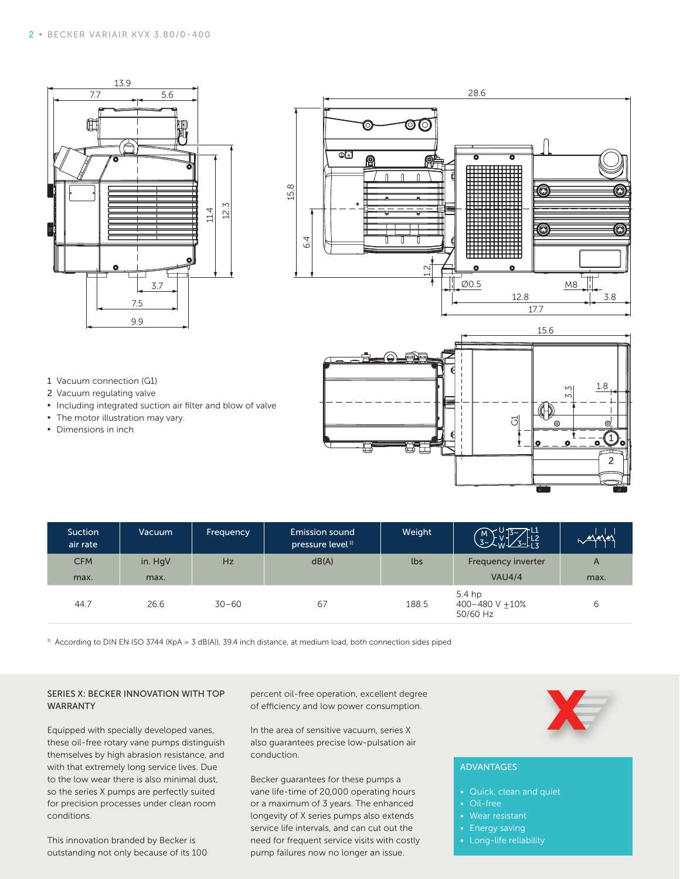1 Vacuum connection (G1)
2 Vacuum regulating valve
- Including integrated suction air filter and blow of valve
- The motor illustration may vary.
- Dimensions in inch

| Suction air rate | Vacuum | Frequency | Emission sound pressure level[1] | Weight | | |
|---|---|---|---|---|---|---|
| CFM max. | in. HgV max. | Hz | dB(A) | lbs | Frequency inverter VAU4/4 | A max. |
| 44.7 | 26.6 | 30–60 | 67 | 188.5 | 5.4 hp 400–480 V ±10% 50/60 Hz | 6 |

[1] According to DIN EN ISO 3744 (KpA = 3 dB(A)), 39.4 inch distance, at medium load, both connection sides piped

## SERIES X: BECKER INNOVATION WITH TOP WARRANTY

Equipped with specially developed vanes, these oil-free rotary vane pumps distinguish themselves by high abrasion resistance, and with that extremely long service lives. Due to the low wear there is also minimal dust, so the series X pumps are perfectly suited for precision processes under clean room conditions.

This innovation branded by Becker is outstanding not only because of its 100 percent oil-free operation, excellent degree of efficiency and low power consumption.

In the area of sensitive vacuum, series X also guarantees precise low-pulsation air conduction.

Becker guarantees for these pumps a vane life-time of 20,000 operating hours or a maximum of 3 years. The enhanced longevity of X series pumps also extends service life intervals, and can cut out the need for frequent service visits with costly pump failures now no longer an issue.

## ADVANTAGES

- Quick, clean and quiet
- Oil-free
- Wear resistant
- Energy saving
- Long-life reliability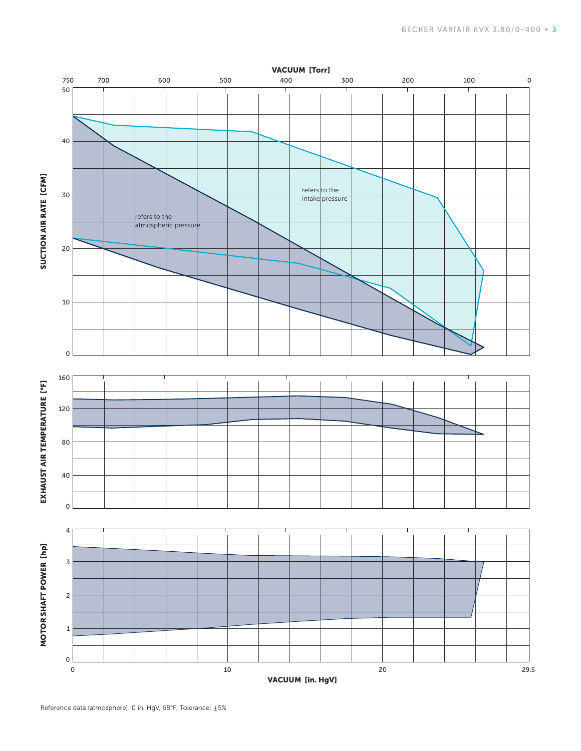VACUUM [Torr]

750 700 600 500 400 300 200 100 0

SUCTION AIR RATE [CFM]

50 40 30 20 10 0

refers to the intake pressure

refers to the atmospheric pressure

EXHAUST AIR TEMPERATURE [°F]

160 120 80 40 0

MOTOR SHAFT POWER [hp]

4 3 2 1 0

0 10 20 29.5

VACUUM [in. HgV]

Reference data (atmosphere): 0 in. HgV, 68°F; Tolerance: ±5%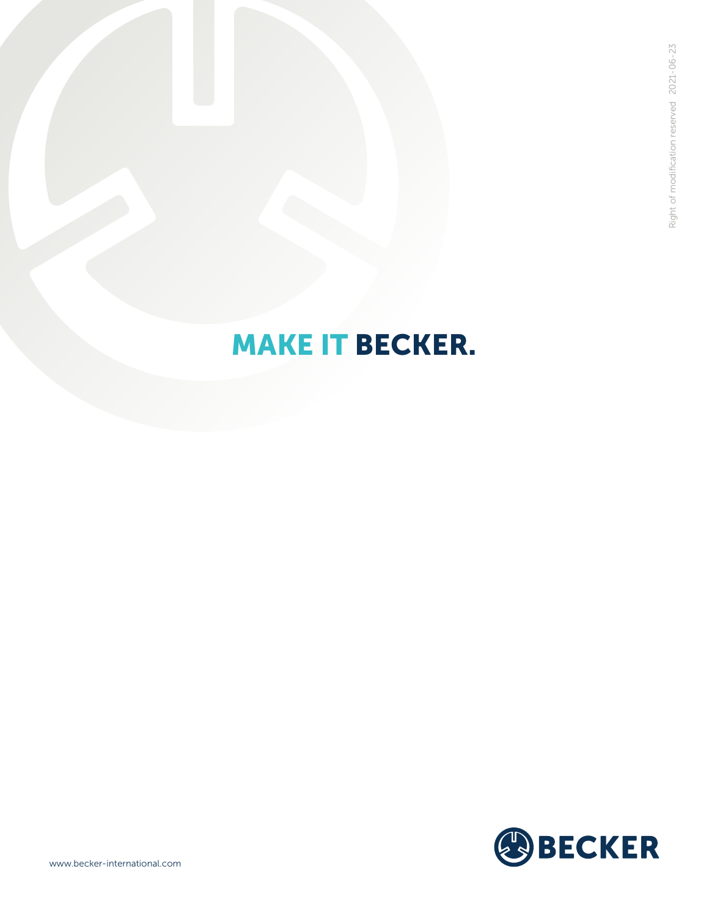# MAKE IT BECKER.

Right of modification reserved 2021-06-23

BECKER

www.becker-international.com